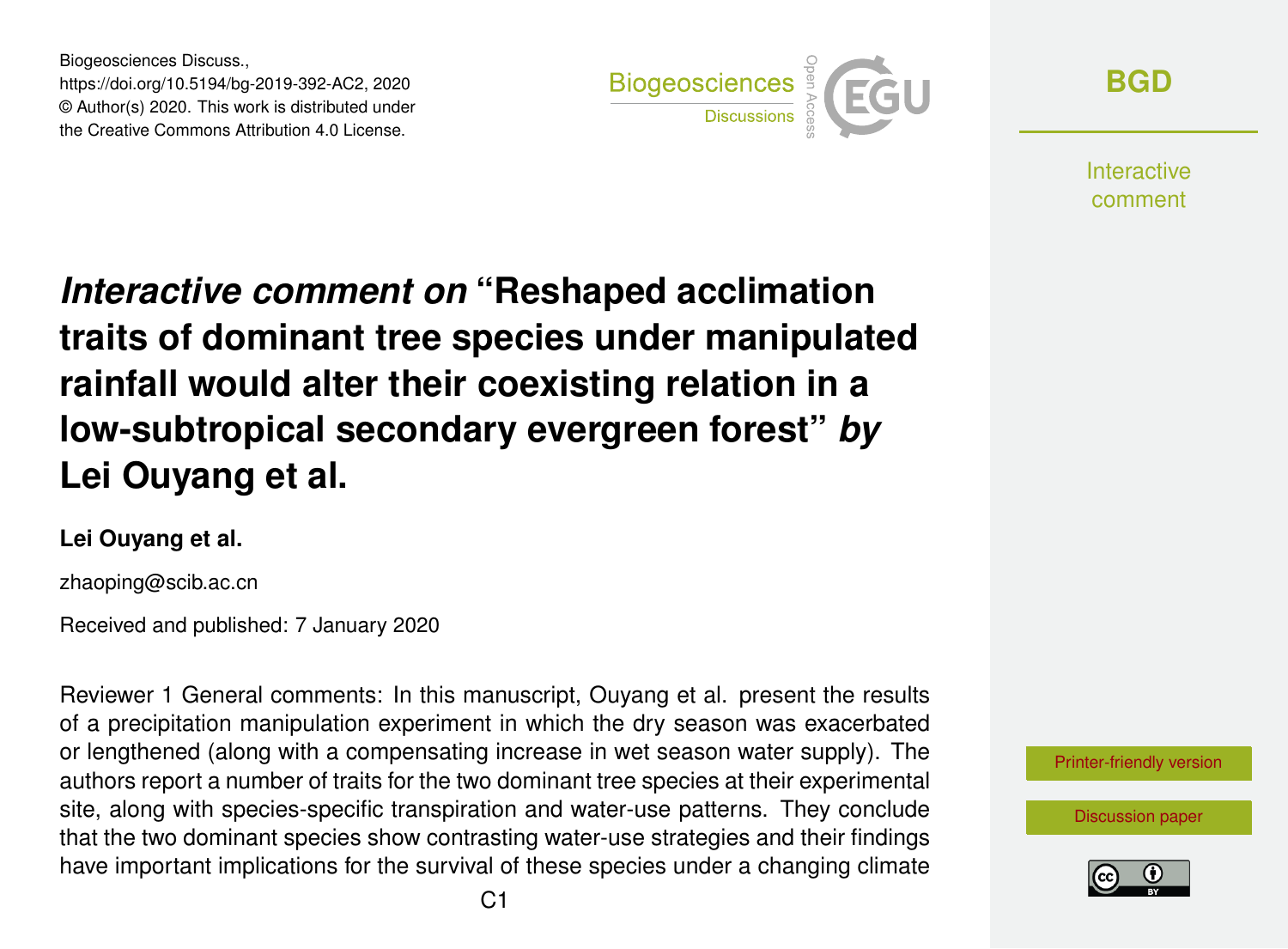Biogeosciences Discuss.,
https://doi.org/10.5194/bg-2019-392-AC2, 2020
© Author(s) 2020. This work is distributed under
the Creative Commons Attribution 4.0 License.

# *Interactive comment on* "Reshaped acclimation traits of dominant tree species under manipulated rainfall would alter their coexisting relation in a low-subtropical secondary evergreen forest" *by* Lei Ouyang et al.

**Lei Ouyang et al.**

zhaoping@scib.ac.cn

Received and published: 7 January 2020

Reviewer 1 General comments: In this manuscript, Ouyang et al. present the results of a precipitation manipulation experiment in which the dry season was exacerbated or lengthened (along with a compensating increase in wet season water supply). The authors report a number of traits for the two dominant tree species at their experimental site, along with species-specific transpiration and water-use patterns. They conclude that the two dominant species show contrasting water-use strategies and their findings have important implications for the survival of these species under a changing climate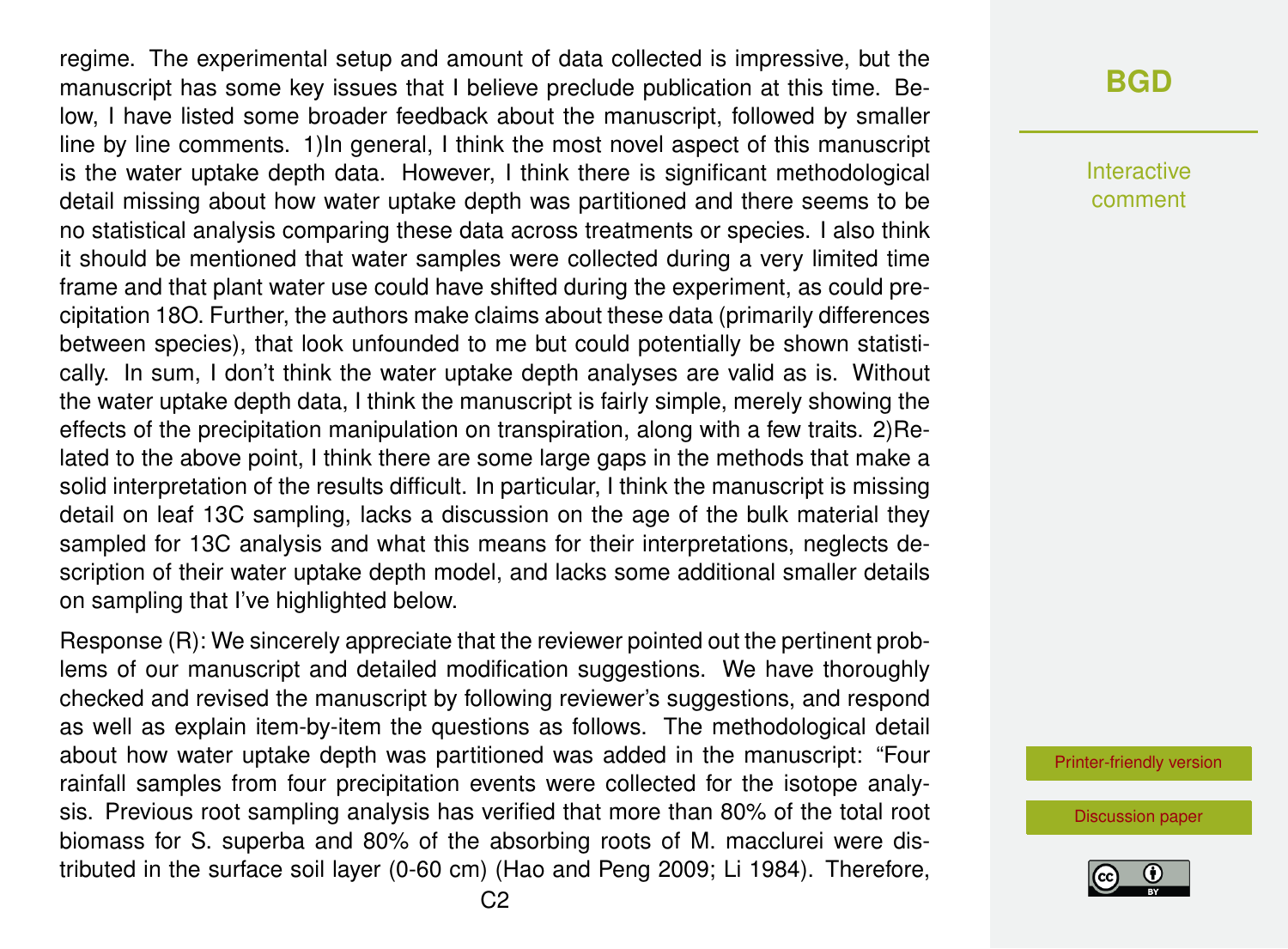regime. The experimental setup and amount of data collected is impressive, but the manuscript has some key issues that I believe preclude publication at this time. Below, I have listed some broader feedback about the manuscript, followed by smaller line by line comments. 1)In general, I think the most novel aspect of this manuscript is the water uptake depth data. However, I think there is significant methodological detail missing about how water uptake depth was partitioned and there seems to be no statistical analysis comparing these data across treatments or species. I also think it should be mentioned that water samples were collected during a very limited time frame and that plant water use could have shifted during the experiment, as could precipitation 18O. Further, the authors make claims about these data (primarily differences between species), that look unfounded to me but could potentially be shown statistically. In sum, I don't think the water uptake depth analyses are valid as is. Without the water uptake depth data, I think the manuscript is fairly simple, merely showing the effects of the precipitation manipulation on transpiration, along with a few traits. 2)Related to the above point, I think there are some large gaps in the methods that make a solid interpretation of the results difficult. In particular, I think the manuscript is missing detail on leaf 13C sampling, lacks a discussion on the age of the bulk material they sampled for 13C analysis and what this means for their interpretations, neglects description of their water uptake depth model, and lacks some additional smaller details on sampling that I've highlighted below.

Response (R): We sincerely appreciate that the reviewer pointed out the pertinent problems of our manuscript and detailed modification suggestions. We have thoroughly checked and revised the manuscript by following reviewer's suggestions, and respond as well as explain item-by-item the questions as follows. The methodological detail about how water uptake depth was partitioned was added in the manuscript: "Four rainfall samples from four precipitation events were collected for the isotope analysis. Previous root sampling analysis has verified that more than 80% of the total root biomass for S. superba and 80% of the absorbing roots of M. macclurei were distributed in the surface soil layer (0-60 cm) (Hao and Peng 2009; Li 1984). Therefore,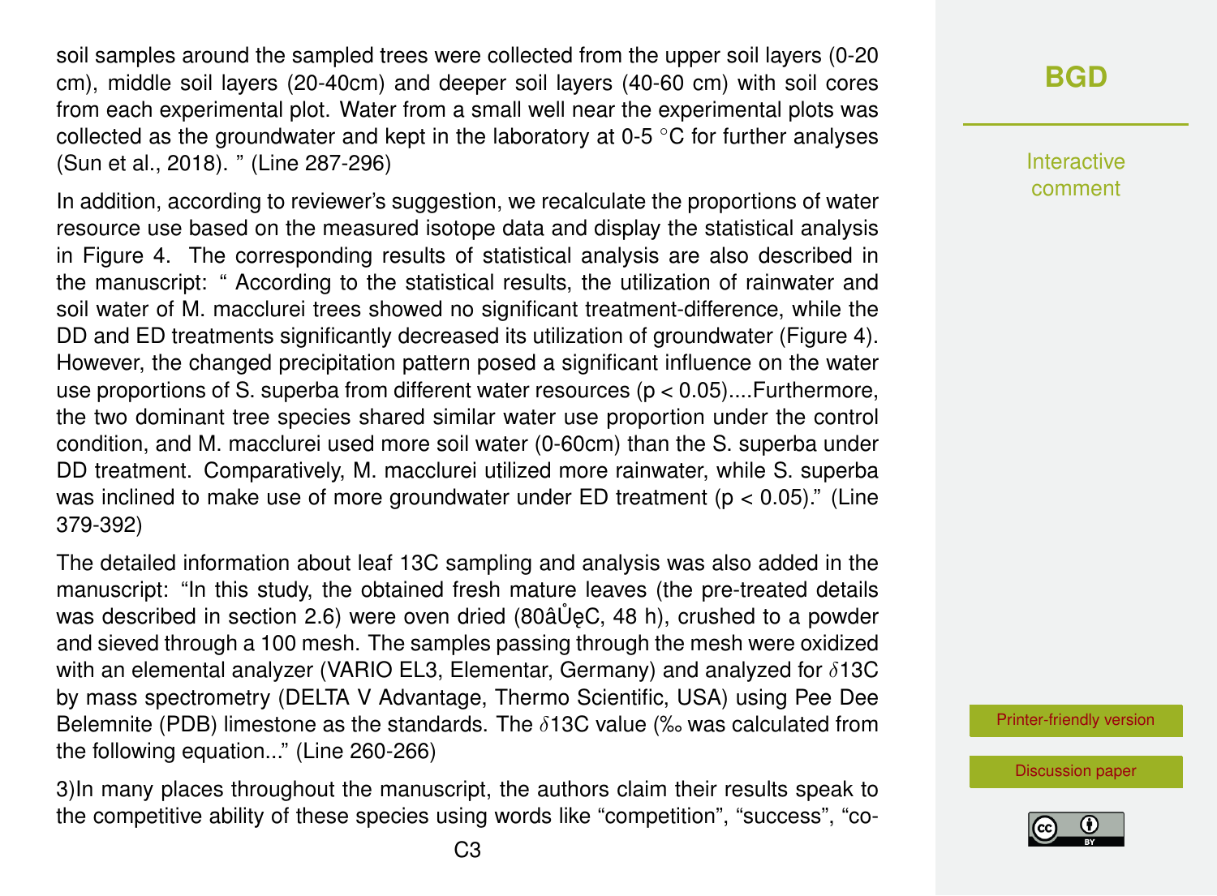soil samples around the sampled trees were collected from the upper soil layers (0-20 cm), middle soil layers (20-40cm) and deeper soil layers (40-60 cm) with soil cores from each experimental plot. Water from a small well near the experimental plots was collected as the groundwater and kept in the laboratory at 0-5 °C for further analyses (Sun et al., 2018). " (Line 287-296)

In addition, according to reviewer's suggestion, we recalculate the proportions of water resource use based on the measured isotope data and display the statistical analysis in Figure 4. The corresponding results of statistical analysis are also described in the manuscript: " According to the statistical results, the utilization of rainwater and soil water of M. macclurei trees showed no significant treatment-difference, while the DD and ED treatments significantly decreased its utilization of groundwater (Figure 4). However, the changed precipitation pattern posed a significant influence on the water use proportions of S. superba from different water resources ($p < 0.05$)....Furthermore, the two dominant tree species shared similar water use proportion under the control condition, and M. macclurei used more soil water (0-60cm) than the S. superba under DD treatment. Comparatively, M. macclurei utilized more rainwater, while S. superba was inclined to make use of more groundwater under ED treatment ($p < 0.05$)." (Line 379-392)

The detailed information about leaf 13C sampling and analysis was also added in the manuscript: "In this study, the obtained fresh mature leaves (the pre-treated details was described in section 2.6) were oven dried (80âŮęC, 48 h), crushed to a powder and sieved through a 100 mesh. The samples passing through the mesh were oxidized with an elemental analyzer (VARIO EL3, Elementar, Germany) and analyzed for $\delta$13C by mass spectrometry (DELTA V Advantage, Thermo Scientific, USA) using Pee Dee Belemnite (PDB) limestone as the standards. The $\delta$13C value (‰ was calculated from the following equation..." (Line 260-266)

3)In many places throughout the manuscript, the authors claim their results speak to the competitive ability of these species using words like "competition", "success", "co-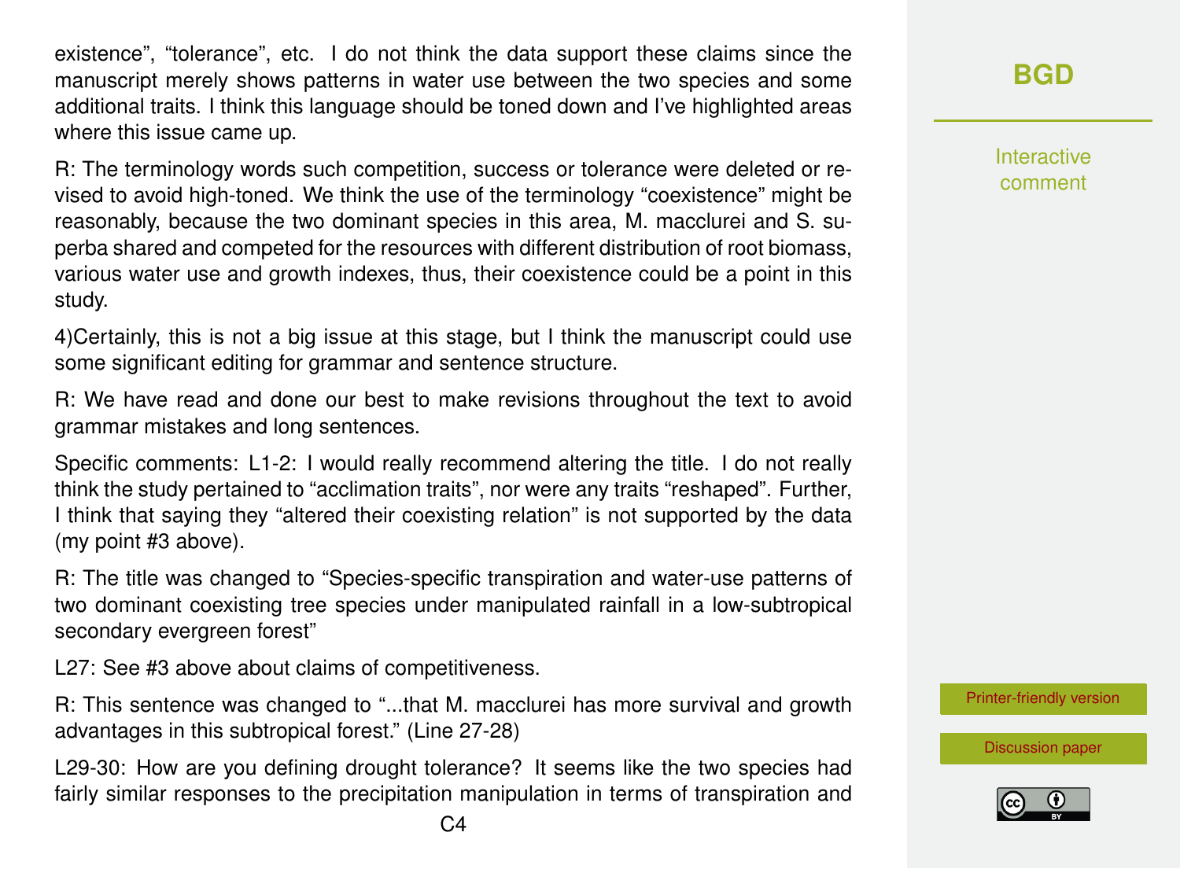existence", "tolerance", etc. I do not think the data support these claims since the manuscript merely shows patterns in water use between the two species and some additional traits. I think this language should be toned down and I've highlighted areas where this issue came up.

R: The terminology words such competition, success or tolerance were deleted or revised to avoid high-toned. We think the use of the terminology "coexistence" might be reasonably, because the two dominant species in this area, M. macclurei and S. superba shared and competed for the resources with different distribution of root biomass, various water use and growth indexes, thus, their coexistence could be a point in this study.

4)Certainly, this is not a big issue at this stage, but I think the manuscript could use some significant editing for grammar and sentence structure.

R: We have read and done our best to make revisions throughout the text to avoid grammar mistakes and long sentences.

Specific comments: L1-2: I would really recommend altering the title. I do not really think the study pertained to "acclimation traits", nor were any traits "reshaped". Further, I think that saying they "altered their coexisting relation" is not supported by the data (my point #3 above).

R: The title was changed to "Species-specific transpiration and water-use patterns of two dominant coexisting tree species under manipulated rainfall in a low-subtropical secondary evergreen forest"

L27: See #3 above about claims of competitiveness.

R: This sentence was changed to "...that M. macclurei has more survival and growth advantages in this subtropical forest." (Line 27-28)

L29-30: How are you defining drought tolerance? It seems like the two species had fairly similar responses to the precipitation manipulation in terms of transpiration and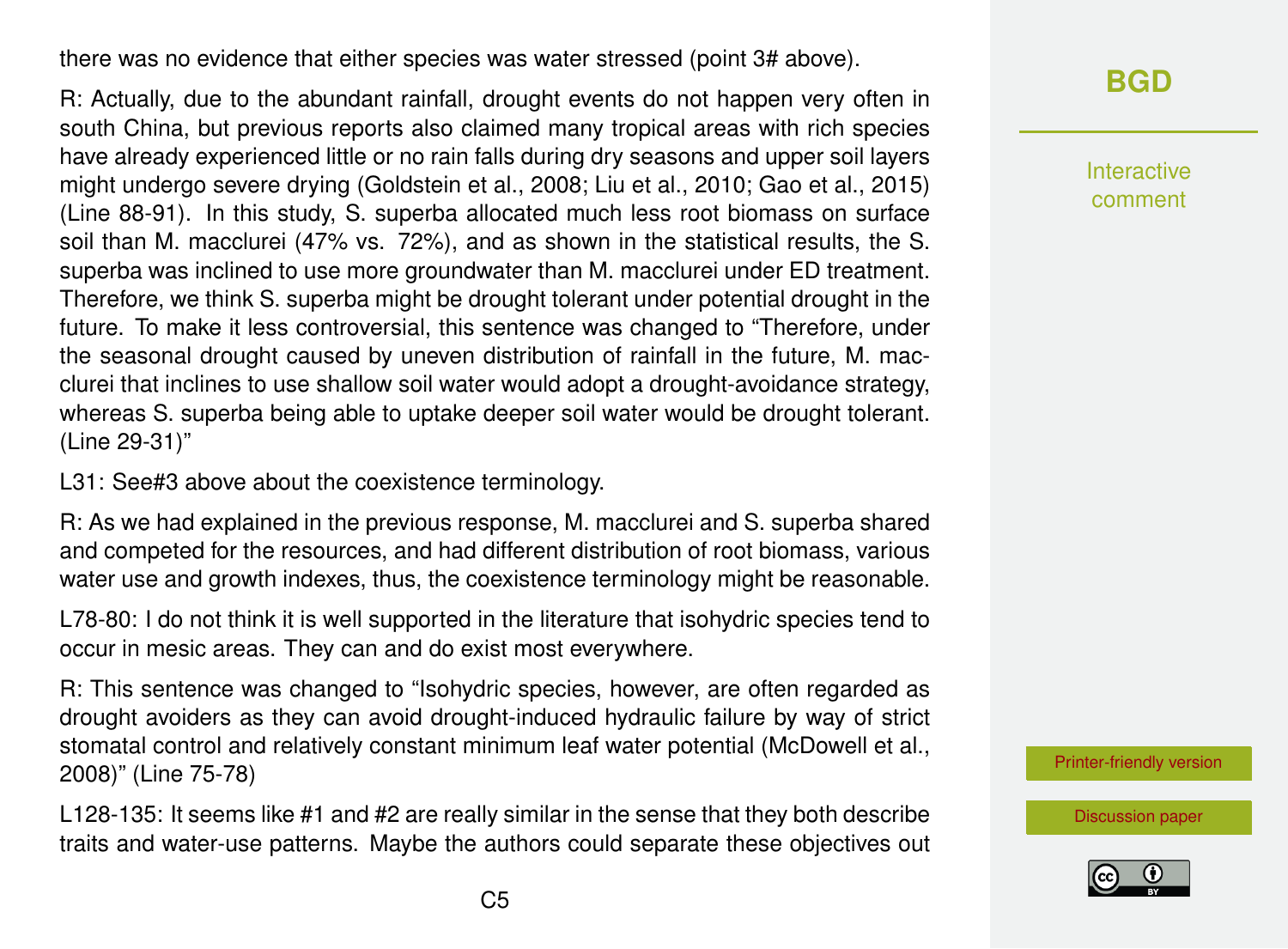there was no evidence that either species was water stressed (point 3# above).

R: Actually, due to the abundant rainfall, drought events do not happen very often in south China, but previous reports also claimed many tropical areas with rich species have already experienced little or no rain falls during dry seasons and upper soil layers might undergo severe drying (Goldstein et al., 2008; Liu et al., 2010; Gao et al., 2015) (Line 88-91). In this study, S. superba allocated much less root biomass on surface soil than M. macclurei (47% vs. 72%), and as shown in the statistical results, the S. superba was inclined to use more groundwater than M. macclurei under ED treatment. Therefore, we think S. superba might be drought tolerant under potential drought in the future. To make it less controversial, this sentence was changed to "Therefore, under the seasonal drought caused by uneven distribution of rainfall in the future, M. macclurei that inclines to use shallow soil water would adopt a drought-avoidance strategy, whereas S. superba being able to uptake deeper soil water would be drought tolerant. (Line 29-31)"

L31: See#3 above about the coexistence terminology.

R: As we had explained in the previous response, M. macclurei and S. superba shared and competed for the resources, and had different distribution of root biomass, various water use and growth indexes, thus, the coexistence terminology might be reasonable.

L78-80: I do not think it is well supported in the literature that isohydric species tend to occur in mesic areas. They can and do exist most everywhere.

R: This sentence was changed to "Isohydric species, however, are often regarded as drought avoiders as they can avoid drought-induced hydraulic failure by way of strict stomatal control and relatively constant minimum leaf water potential (McDowell et al., 2008)" (Line 75-78)

L128-135: It seems like #1 and #2 are really similar in the sense that they both describe traits and water-use patterns. Maybe the authors could separate these objectives out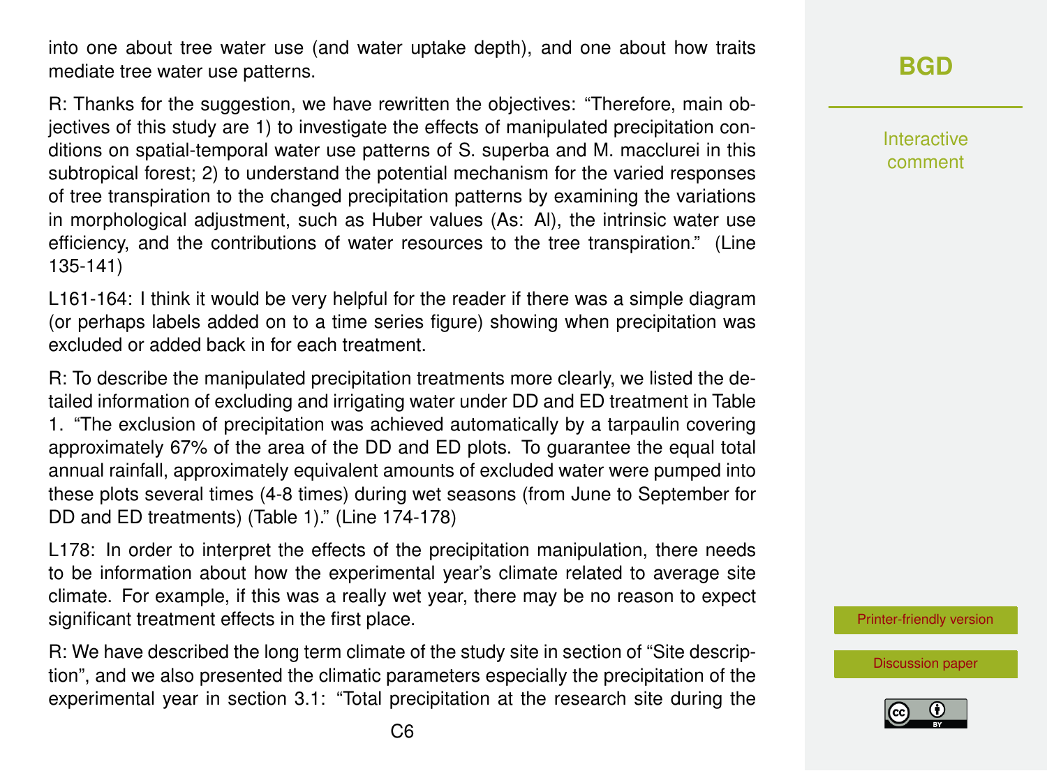into one about tree water use (and water uptake depth), and one about how traits mediate tree water use patterns.

R: Thanks for the suggestion, we have rewritten the objectives: "Therefore, main objectives of this study are 1) to investigate the effects of manipulated precipitation conditions on spatial-temporal water use patterns of S. superba and M. macclurei in this subtropical forest; 2) to understand the potential mechanism for the varied responses of tree transpiration to the changed precipitation patterns by examining the variations in morphological adjustment, such as Huber values (As: Al), the intrinsic water use efficiency, and the contributions of water resources to the tree transpiration." (Line 135-141)

L161-164: I think it would be very helpful for the reader if there was a simple diagram (or perhaps labels added on to a time series figure) showing when precipitation was excluded or added back in for each treatment.

R: To describe the manipulated precipitation treatments more clearly, we listed the detailed information of excluding and irrigating water under DD and ED treatment in Table 1. "The exclusion of precipitation was achieved automatically by a tarpaulin covering approximately 67% of the area of the DD and ED plots. To guarantee the equal total annual rainfall, approximately equivalent amounts of excluded water were pumped into these plots several times (4-8 times) during wet seasons (from June to September for DD and ED treatments) (Table 1)." (Line 174-178)

L178: In order to interpret the effects of the precipitation manipulation, there needs to be information about how the experimental year's climate related to average site climate. For example, if this was a really wet year, there may be no reason to expect significant treatment effects in the first place.

R: We have described the long term climate of the study site in section of "Site description", and we also presented the climatic parameters especially the precipitation of the experimental year in section 3.1: "Total precipitation at the research site during the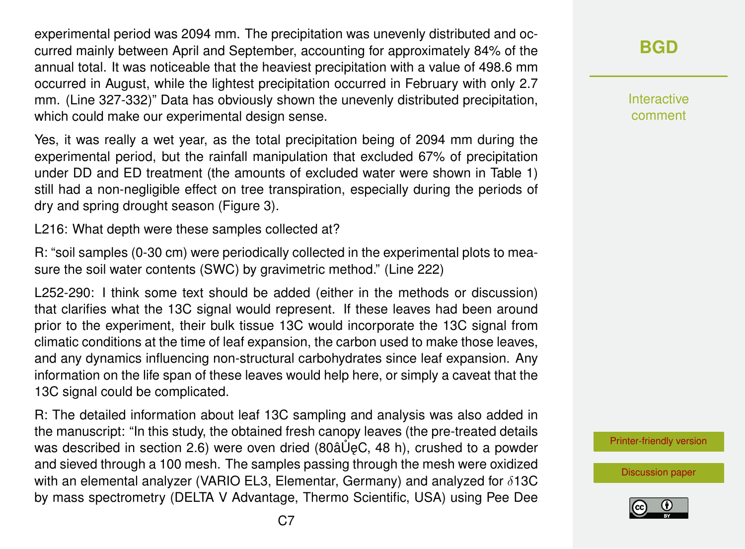experimental period was 2094 mm. The precipitation was unevenly distributed and occurred mainly between April and September, accounting for approximately 84% of the annual total. It was noticeable that the heaviest precipitation with a value of 498.6 mm occurred in August, while the lightest precipitation occurred in February with only 2.7 mm. (Line 327-332)" Data has obviously shown the unevenly distributed precipitation, which could make our experimental design sense.

Yes, it was really a wet year, as the total precipitation being of 2094 mm during the experimental period, but the rainfall manipulation that excluded 67% of precipitation under DD and ED treatment (the amounts of excluded water were shown in Table 1) still had a non-negligible effect on tree transpiration, especially during the periods of dry and spring drought season (Figure 3).

L216: What depth were these samples collected at?

R: "soil samples (0-30 cm) were periodically collected in the experimental plots to measure the soil water contents (SWC) by gravimetric method." (Line 222)

L252-290: I think some text should be added (either in the methods or discussion) that clarifies what the 13C signal would represent. If these leaves had been around prior to the experiment, their bulk tissue 13C would incorporate the 13C signal from climatic conditions at the time of leaf expansion, the carbon used to make those leaves, and any dynamics influencing non-structural carbohydrates since leaf expansion. Any information on the life span of these leaves would help here, or simply a caveat that the 13C signal could be complicated.

R: The detailed information about leaf 13C sampling and analysis was also added in the manuscript: "In this study, the obtained fresh canopy leaves (the pre-treated details was described in section 2.6) were oven dried (80âŮęC, 48 h), crushed to a powder and sieved through a 100 mesh. The samples passing through the mesh were oxidized with an elemental analyzer (VARIO EL3, Elementar, Germany) and analyzed for $\delta$13C by mass spectrometry (DELTA V Advantage, Thermo Scientific, USA) using Pee Dee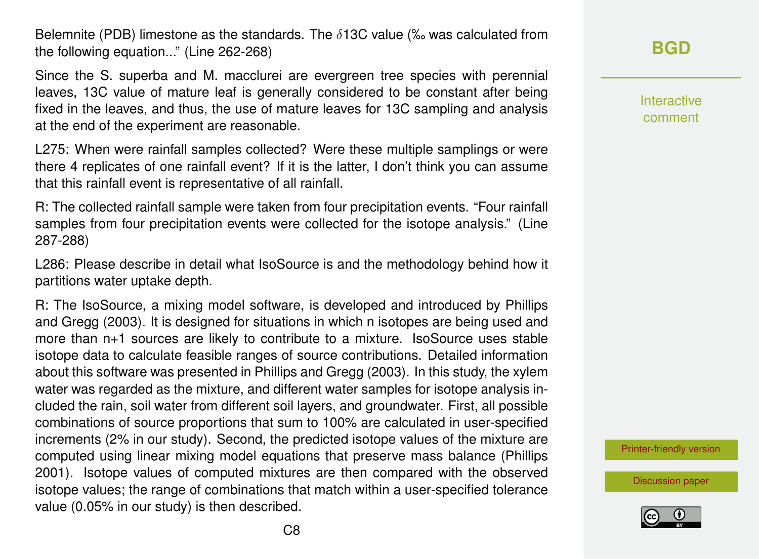Belemnite (PDB) limestone as the standards. The $\delta$13C value (‰ was calculated from the following equation..." (Line 262-268)

Since the S. superba and M. macclurei are evergreen tree species with perennial leaves, 13C value of mature leaf is generally considered to be constant after being fixed in the leaves, and thus, the use of mature leaves for 13C sampling and analysis at the end of the experiment are reasonable.

L275: When were rainfall samples collected? Were these multiple samplings or were there 4 replicates of one rainfall event? If it is the latter, I don't think you can assume that this rainfall event is representative of all rainfall.

R: The collected rainfall sample were taken from four precipitation events. "Four rainfall samples from four precipitation events were collected for the isotope analysis." (Line 287-288)

L286: Please describe in detail what IsoSource is and the methodology behind how it partitions water uptake depth.

R: The IsoSource, a mixing model software, is developed and introduced by Phillips and Gregg (2003). It is designed for situations in which n isotopes are being used and more than n+1 sources are likely to contribute to a mixture. IsoSource uses stable isotope data to calculate feasible ranges of source contributions. Detailed information about this software was presented in Phillips and Gregg (2003). In this study, the xylem water was regarded as the mixture, and different water samples for isotope analysis included the rain, soil water from different soil layers, and groundwater. First, all possible combinations of source proportions that sum to 100% are calculated in user-specified increments (2% in our study). Second, the predicted isotope values of the mixture are computed using linear mixing model equations that preserve mass balance (Phillips 2001). Isotope values of computed mixtures are then compared with the observed isotope values; the range of combinations that match within a user-specified tolerance value (0.05% in our study) is then described.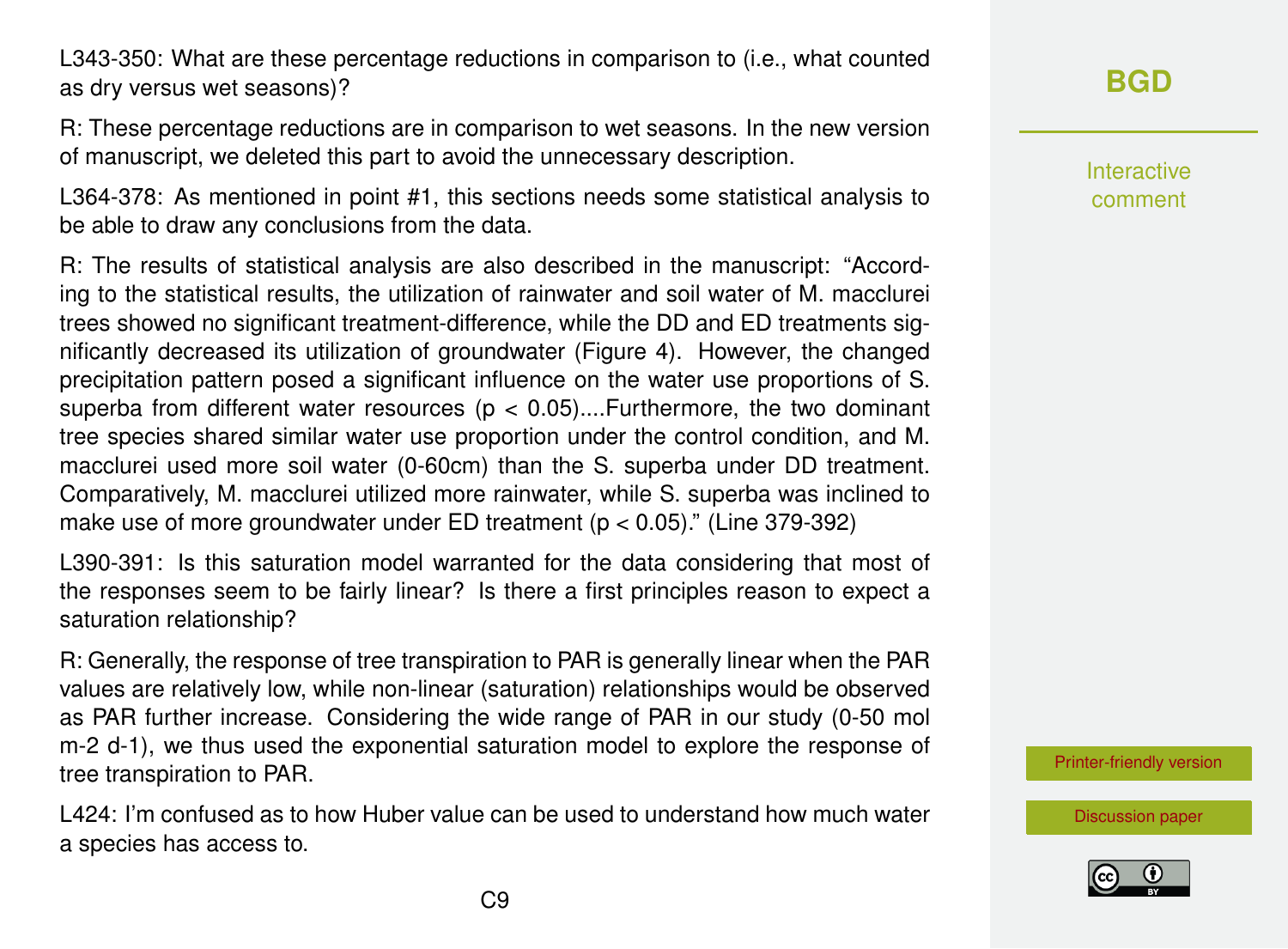L343-350: What are these percentage reductions in comparison to (i.e., what counted as dry versus wet seasons)?

R: These percentage reductions are in comparison to wet seasons. In the new version of manuscript, we deleted this part to avoid the unnecessary description.

L364-378: As mentioned in point #1, this sections needs some statistical analysis to be able to draw any conclusions from the data.

R: The results of statistical analysis are also described in the manuscript: "According to the statistical results, the utilization of rainwater and soil water of M. macclurei trees showed no significant treatment-difference, while the DD and ED treatments significantly decreased its utilization of groundwater (Figure 4). However, the changed precipitation pattern posed a significant influence on the water use proportions of S. superba from different water resources ($p < 0.05$)....Furthermore, the two dominant tree species shared similar water use proportion under the control condition, and M. macclurei used more soil water (0-60cm) than the S. superba under DD treatment. Comparatively, M. macclurei utilized more rainwater, while S. superba was inclined to make use of more groundwater under ED treatment ($p < 0.05$)." (Line 379-392)

L390-391: Is this saturation model warranted for the data considering that most of the responses seem to be fairly linear? Is there a first principles reason to expect a saturation relationship?

R: Generally, the response of tree transpiration to PAR is generally linear when the PAR values are relatively low, while non-linear (saturation) relationships would be observed as PAR further increase. Considering the wide range of PAR in our study (0-50 mol $m^{-2}$ $d^{-1}$), we thus used the exponential saturation model to explore the response of tree transpiration to PAR.

L424: I'm confused as to how Huber value can be used to understand how much water a species has access to.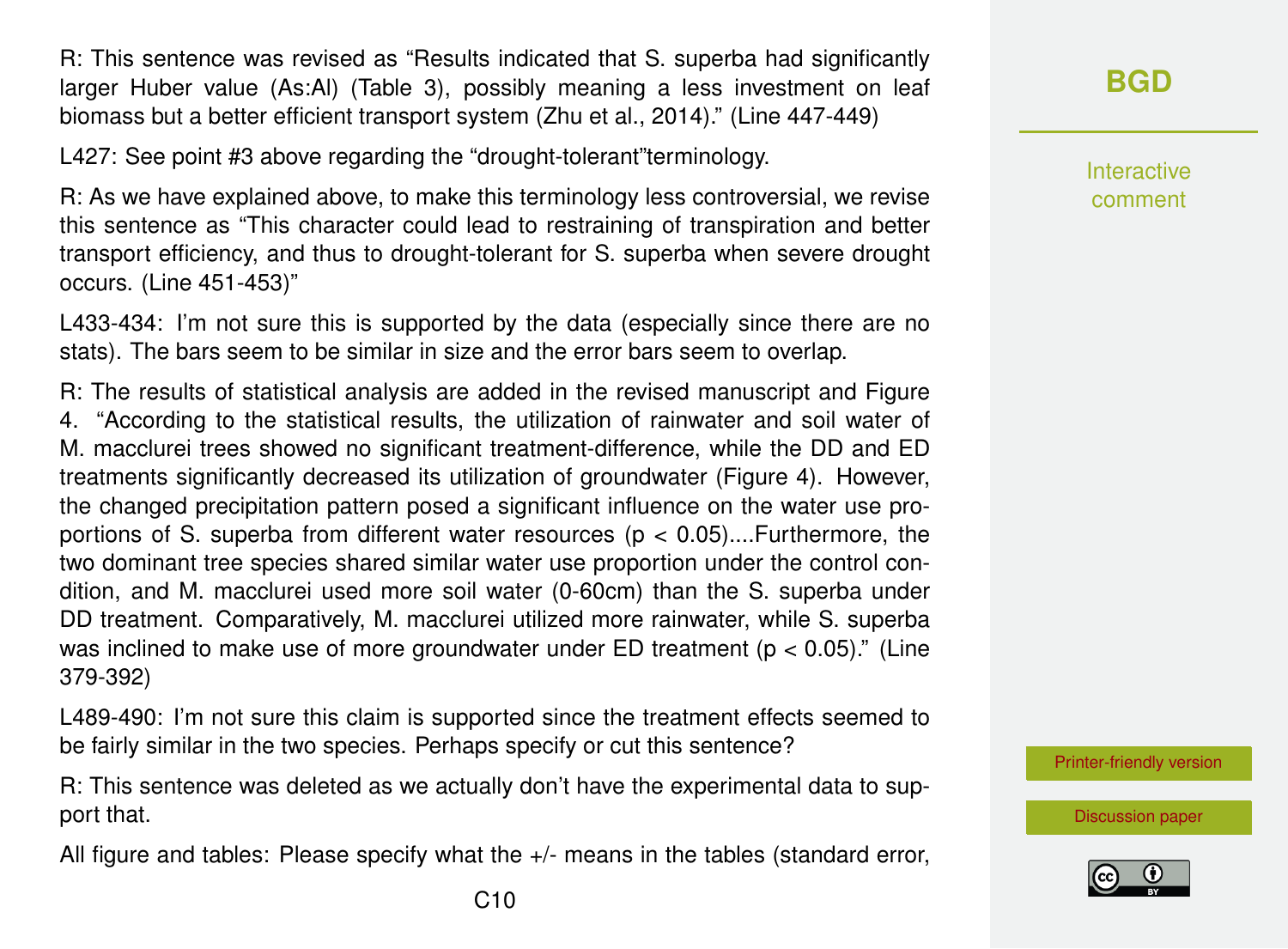R: This sentence was revised as "Results indicated that S. superba had significantly larger Huber value (As:Al) (Table 3), possibly meaning a less investment on leaf biomass but a better efficient transport system (Zhu et al., 2014)." (Line 447-449)

L427: See point #3 above regarding the "drought-tolerant"terminology.

R: As we have explained above, to make this terminology less controversial, we revise this sentence as "This character could lead to restraining of transpiration and better transport efficiency, and thus to drought-tolerant for S. superba when severe drought occurs. (Line 451-453)"

L433-434: I'm not sure this is supported by the data (especially since there are no stats). The bars seem to be similar in size and the error bars seem to overlap.

R: The results of statistical analysis are added in the revised manuscript and Figure 4. "According to the statistical results, the utilization of rainwater and soil water of M. macclurei trees showed no significant treatment-difference, while the DD and ED treatments significantly decreased its utilization of groundwater (Figure 4). However, the changed precipitation pattern posed a significant influence on the water use proportions of S. superba from different water resources ($p < 0.05$)....Furthermore, the two dominant tree species shared similar water use proportion under the control condition, and M. macclurei used more soil water (0-60cm) than the S. superba under DD treatment. Comparatively, M. macclurei utilized more rainwater, while S. superba was inclined to make use of more groundwater under ED treatment ($p < 0.05$)." (Line 379-392)

L489-490: I'm not sure this claim is supported since the treatment effects seemed to be fairly similar in the two species. Perhaps specify or cut this sentence?

R: This sentence was deleted as we actually don't have the experimental data to support that.

All figure and tables: Please specify what the +/- means in the tables (standard error,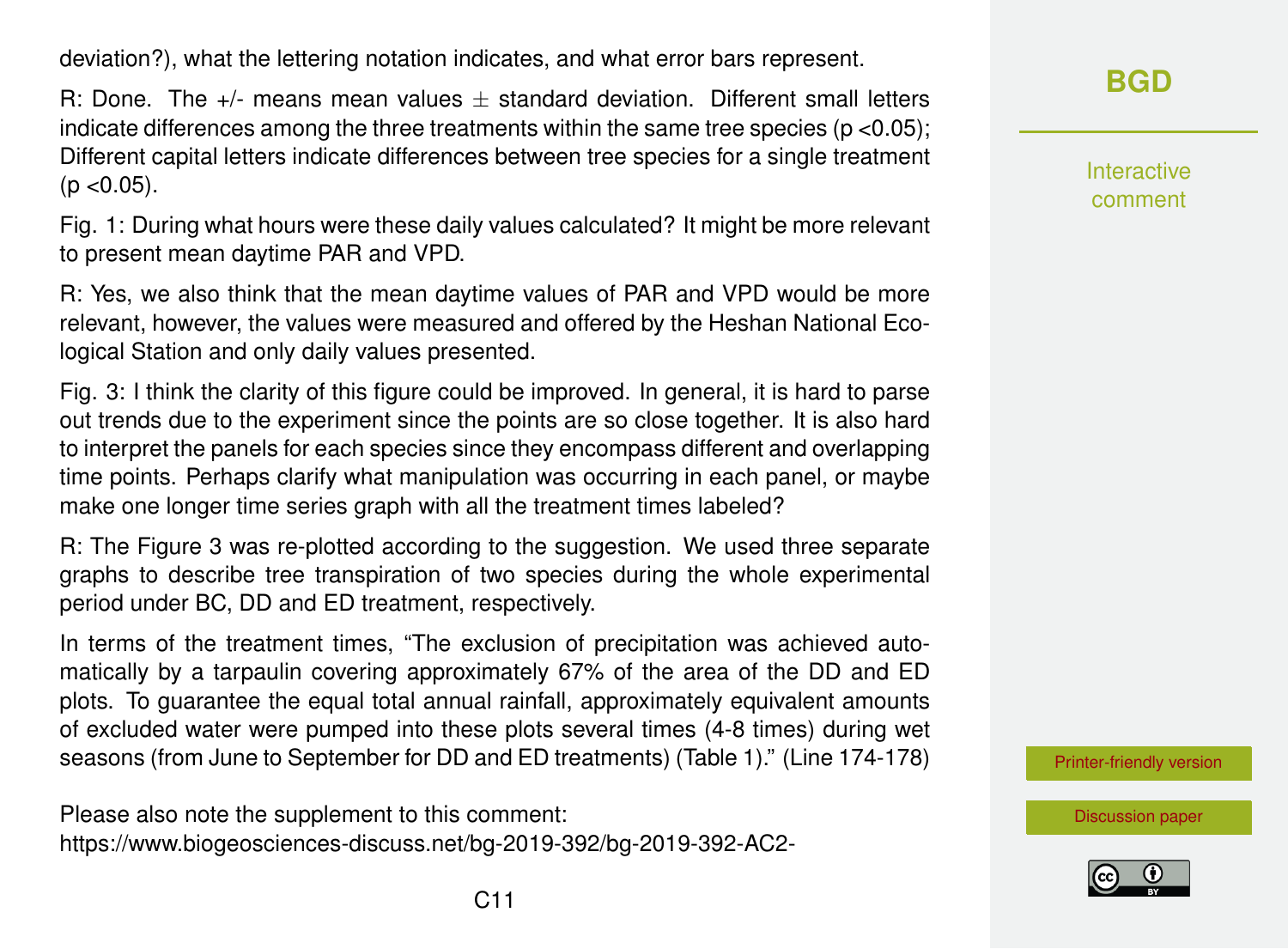deviation?), what the lettering notation indicates, and what error bars represent.

R: Done. The +/- means mean values $\pm$ standard deviation. Different small letters indicate differences among the three treatments within the same tree species ($p < 0.05$); Different capital letters indicate differences between tree species for a single treatment ($p < 0.05$).

Fig. 1: During what hours were these daily values calculated? It might be more relevant to present mean daytime PAR and VPD.

R: Yes, we also think that the mean daytime values of PAR and VPD would be more relevant, however, the values were measured and offered by the Heshan National Ecological Station and only daily values presented.

Fig. 3: I think the clarity of this figure could be improved. In general, it is hard to parse out trends due to the experiment since the points are so close together. It is also hard to interpret the panels for each species since they encompass different and overlapping time points. Perhaps clarify what manipulation was occurring in each panel, or maybe make one longer time series graph with all the treatment times labeled?

R: The Figure 3 was re-plotted according to the suggestion. We used three separate graphs to describe tree transpiration of two species during the whole experimental period under BC, DD and ED treatment, respectively.

In terms of the treatment times, "The exclusion of precipitation was achieved automatically by a tarpaulin covering approximately 67% of the area of the DD and ED plots. To guarantee the equal total annual rainfall, approximately equivalent amounts of excluded water were pumped into these plots several times (4-8 times) during wet seasons (from June to September for DD and ED treatments) (Table 1)." (Line 174-178)

Please also note the supplement to this comment:
https://www.biogeosciences-discuss.net/bg-2019-392/bg-2019-392-AC2-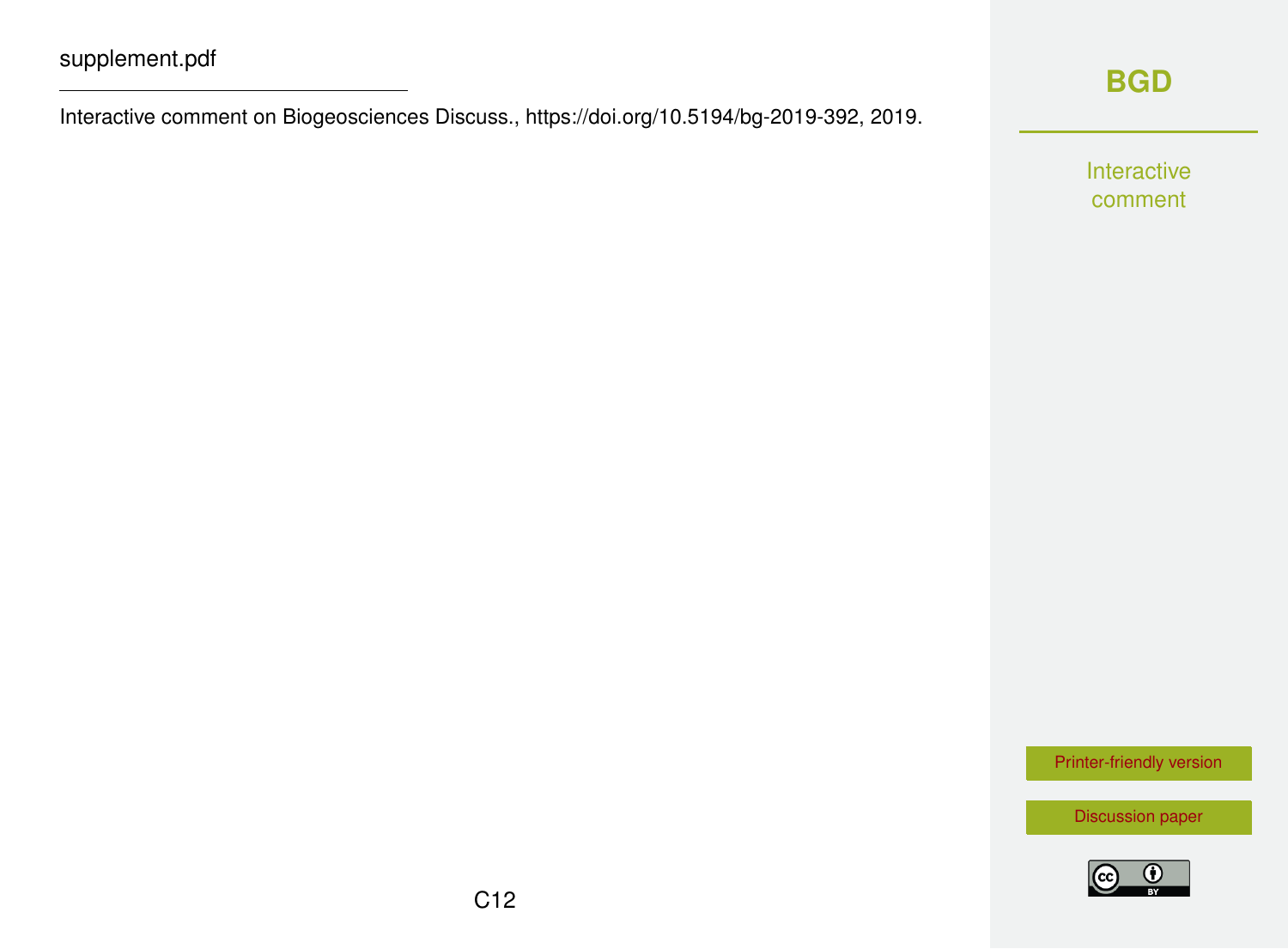supplement.pdf

---

Interactive comment on Biogeosciences Discuss., https://doi.org/10.5194/bg-2019-392, 2019.